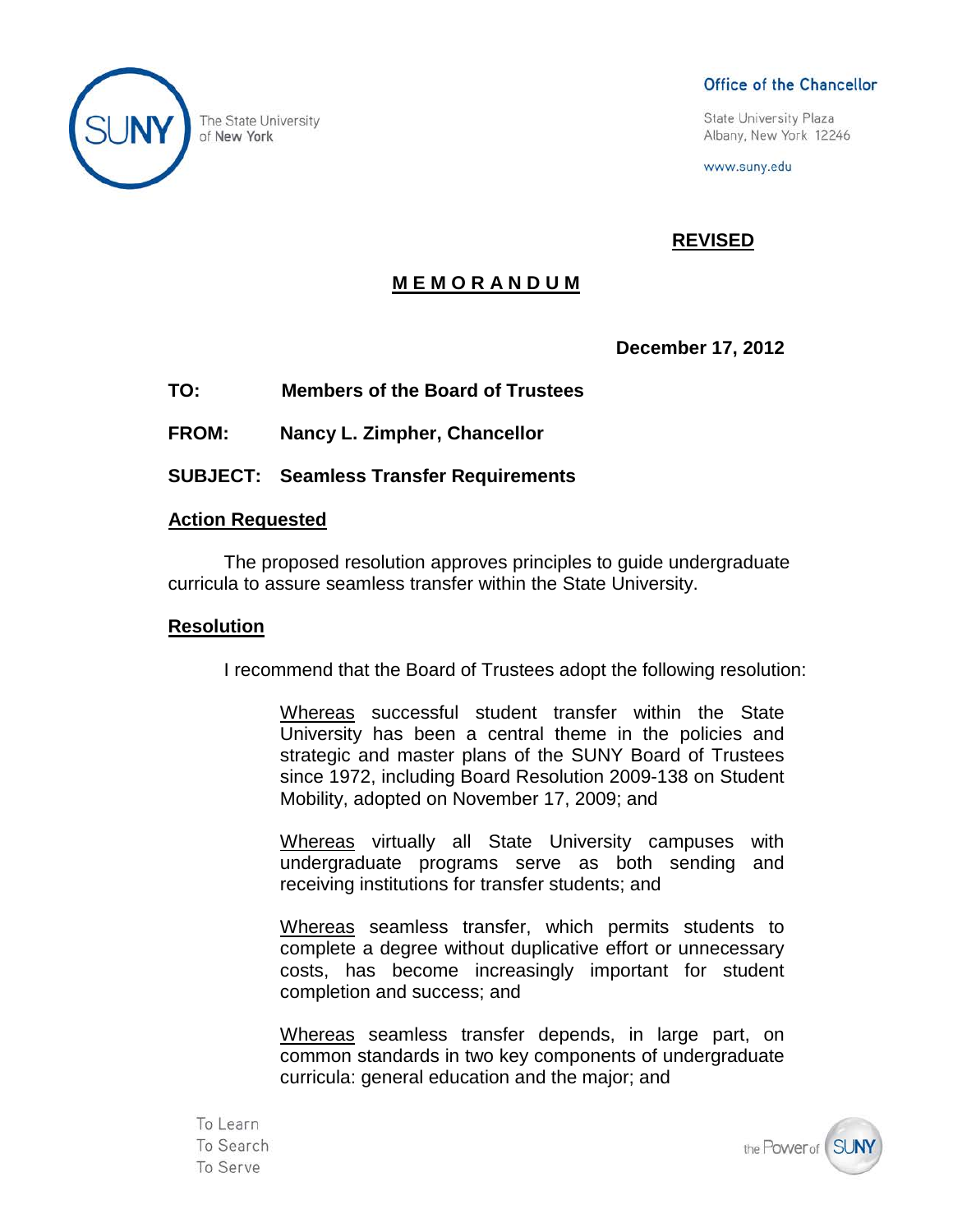The State University of New York

**Office of the Chancellor**

State University Plaza
Albany, New York 12246

www.suny.edu

**REVISED**

# MEMORANDUM

**December 17, 2012**

**TO:** Members of the Board of Trustees

**FROM:** Nancy L. Zimpher, Chancellor

**SUBJECT:** Seamless Transfer Requirements

## Action Requested

The proposed resolution approves principles to guide undergraduate curricula to assure seamless transfer within the State University.

## Resolution

I recommend that the Board of Trustees adopt the following resolution:

> Whereas successful student transfer within the State University has been a central theme in the policies and strategic and master plans of the SUNY Board of Trustees since 1972, including Board Resolution 2009-138 on Student Mobility, adopted on November 17, 2009; and
>
> Whereas virtually all State University campuses with undergraduate programs serve as both sending and receiving institutions for transfer students; and
>
> Whereas seamless transfer, which permits students to complete a degree without duplicative effort or unnecessary costs, has become increasingly important for student completion and success; and
>
> Whereas seamless transfer depends, in large part, on common standards in two key components of undergraduate curricula: general education and the major; and

To Learn
To Search
To Serve

the Power of SUNY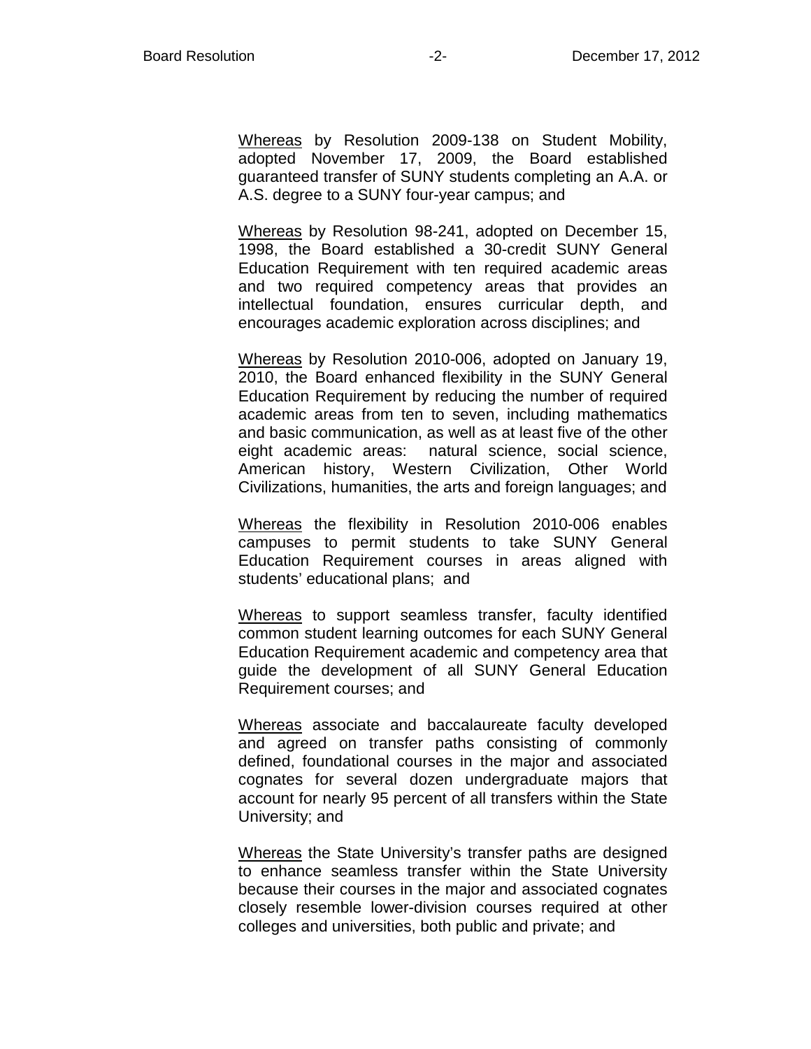Whereas by Resolution 2009-138 on Student Mobility, adopted November 17, 2009, the Board established guaranteed transfer of SUNY students completing an A.A. or A.S. degree to a SUNY four-year campus; and

Whereas by Resolution 98-241, adopted on December 15, 1998, the Board established a 30-credit SUNY General Education Requirement with ten required academic areas and two required competency areas that provides an intellectual foundation, ensures curricular depth, and encourages academic exploration across disciplines; and

Whereas by Resolution 2010-006, adopted on January 19, 2010, the Board enhanced flexibility in the SUNY General Education Requirement by reducing the number of required academic areas from ten to seven, including mathematics and basic communication, as well as at least five of the other eight academic areas: natural science, social science, American history, Western Civilization, Other World Civilizations, humanities, the arts and foreign languages; and

Whereas the flexibility in Resolution 2010-006 enables campuses to permit students to take SUNY General Education Requirement courses in areas aligned with students' educational plans; and

Whereas to support seamless transfer, faculty identified common student learning outcomes for each SUNY General Education Requirement academic and competency area that guide the development of all SUNY General Education Requirement courses; and

Whereas associate and baccalaureate faculty developed and agreed on transfer paths consisting of commonly defined, foundational courses in the major and associated cognates for several dozen undergraduate majors that account for nearly 95 percent of all transfers within the State University; and

Whereas the State University's transfer paths are designed to enhance seamless transfer within the State University because their courses in the major and associated cognates closely resemble lower-division courses required at other colleges and universities, both public and private; and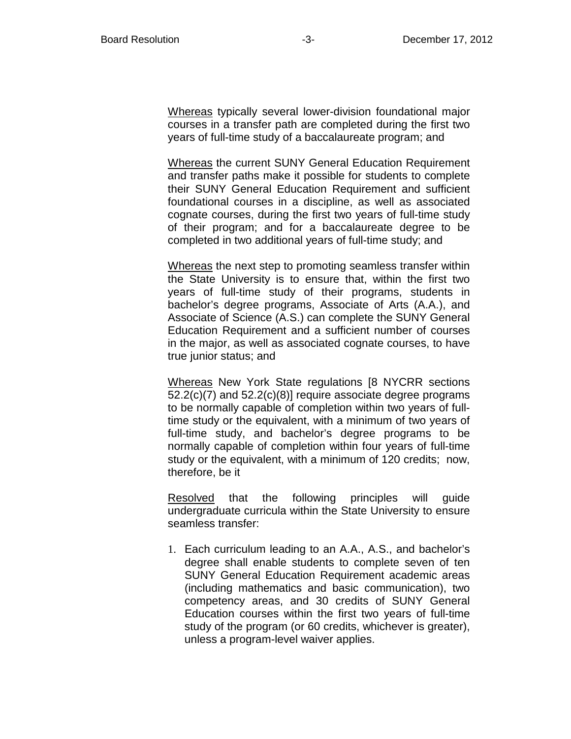Whereas typically several lower-division foundational major courses in a transfer path are completed during the first two years of full-time study of a baccalaureate program; and

Whereas the current SUNY General Education Requirement and transfer paths make it possible for students to complete their SUNY General Education Requirement and sufficient foundational courses in a discipline, as well as associated cognate courses, during the first two years of full-time study of their program; and for a baccalaureate degree to be completed in two additional years of full-time study; and

Whereas the next step to promoting seamless transfer within the State University is to ensure that, within the first two years of full-time study of their programs, students in bachelor's degree programs, Associate of Arts (A.A.), and Associate of Science (A.S.) can complete the SUNY General Education Requirement and a sufficient number of courses in the major, as well as associated cognate courses, to have true junior status; and

Whereas New York State regulations [8 NYCRR sections 52.2(c)(7) and 52.2(c)(8)] require associate degree programs to be normally capable of completion within two years of full-time study or the equivalent, with a minimum of two years of full-time study, and bachelor's degree programs to be normally capable of completion within four years of full-time study or the equivalent, with a minimum of 120 credits; now, therefore, be it

Resolved that the following principles will guide undergraduate curricula within the State University to ensure seamless transfer:

1. Each curriculum leading to an A.A., A.S., and bachelor's degree shall enable students to complete seven of ten SUNY General Education Requirement academic areas (including mathematics and basic communication), two competency areas, and 30 credits of SUNY General Education courses within the first two years of full-time study of the program (or 60 credits, whichever is greater), unless a program-level waiver applies.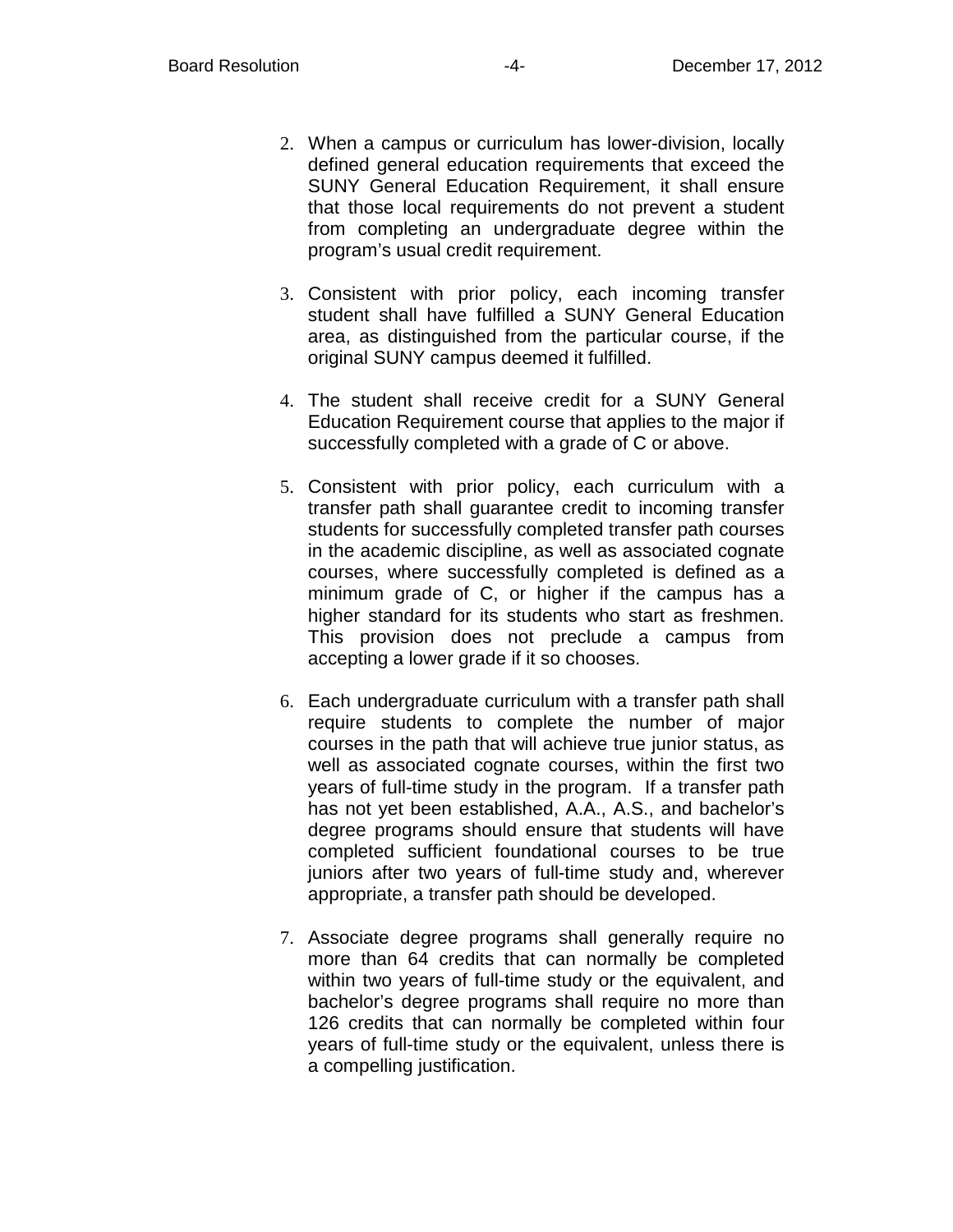2. When a campus or curriculum has lower-division, locally defined general education requirements that exceed the SUNY General Education Requirement, it shall ensure that those local requirements do not prevent a student from completing an undergraduate degree within the program's usual credit requirement.

3. Consistent with prior policy, each incoming transfer student shall have fulfilled a SUNY General Education area, as distinguished from the particular course, if the original SUNY campus deemed it fulfilled.

4. The student shall receive credit for a SUNY General Education Requirement course that applies to the major if successfully completed with a grade of C or above.

5. Consistent with prior policy, each curriculum with a transfer path shall guarantee credit to incoming transfer students for successfully completed transfer path courses in the academic discipline, as well as associated cognate courses, where successfully completed is defined as a minimum grade of C, or higher if the campus has a higher standard for its students who start as freshmen. This provision does not preclude a campus from accepting a lower grade if it so chooses.

6. Each undergraduate curriculum with a transfer path shall require students to complete the number of major courses in the path that will achieve true junior status, as well as associated cognate courses, within the first two years of full-time study in the program. If a transfer path has not yet been established, A.A., A.S., and bachelor's degree programs should ensure that students will have completed sufficient foundational courses to be true juniors after two years of full-time study and, wherever appropriate, a transfer path should be developed.

7. Associate degree programs shall generally require no more than 64 credits that can normally be completed within two years of full-time study or the equivalent, and bachelor's degree programs shall require no more than 126 credits that can normally be completed within four years of full-time study or the equivalent, unless there is a compelling justification.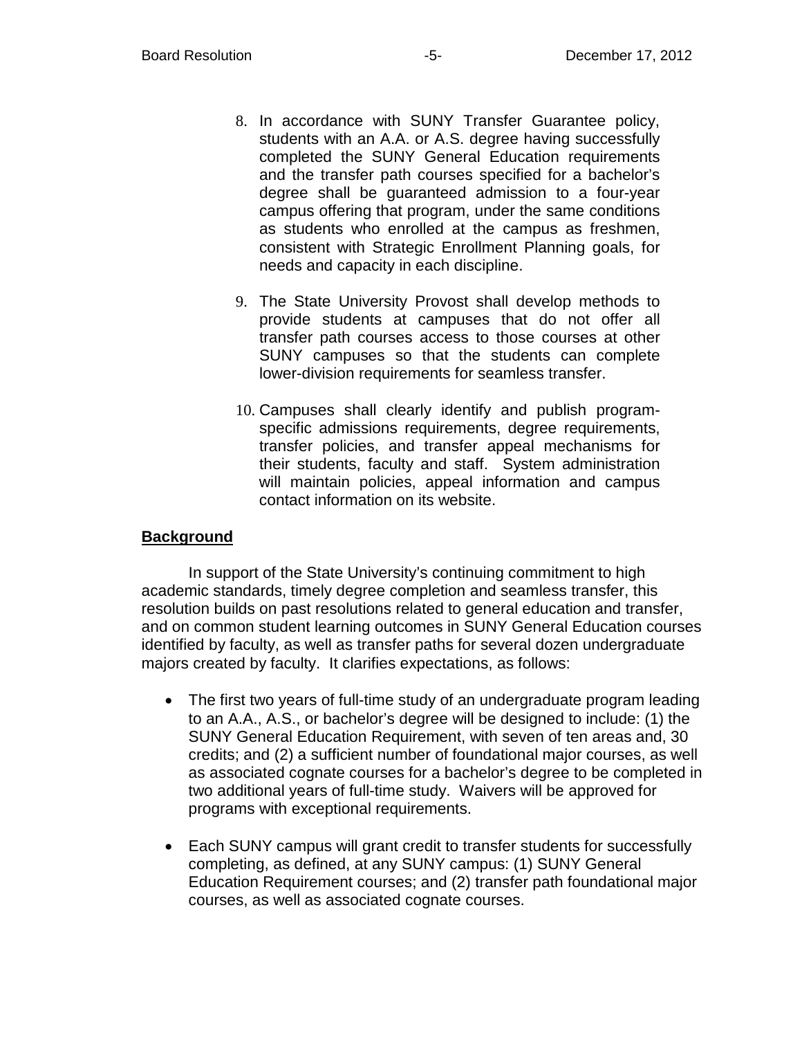8. In accordance with SUNY Transfer Guarantee policy, students with an A.A. or A.S. degree having successfully completed the SUNY General Education requirements and the transfer path courses specified for a bachelor's degree shall be guaranteed admission to a four-year campus offering that program, under the same conditions as students who enrolled at the campus as freshmen, consistent with Strategic Enrollment Planning goals, for needs and capacity in each discipline.

9. The State University Provost shall develop methods to provide students at campuses that do not offer all transfer path courses access to those courses at other SUNY campuses so that the students can complete lower-division requirements for seamless transfer.

10. Campuses shall clearly identify and publish program-specific admissions requirements, degree requirements, transfer policies, and transfer appeal mechanisms for their students, faculty and staff. System administration will maintain policies, appeal information and campus contact information on its website.

## Background

In support of the State University's continuing commitment to high academic standards, timely degree completion and seamless transfer, this resolution builds on past resolutions related to general education and transfer, and on common student learning outcomes in SUNY General Education courses identified by faculty, as well as transfer paths for several dozen undergraduate majors created by faculty. It clarifies expectations, as follows:

- The first two years of full-time study of an undergraduate program leading to an A.A., A.S., or bachelor's degree will be designed to include: (1) the SUNY General Education Requirement, with seven of ten areas and, 30 credits; and (2) a sufficient number of foundational major courses, as well as associated cognate courses for a bachelor's degree to be completed in two additional years of full-time study. Waivers will be approved for programs with exceptional requirements.

- Each SUNY campus will grant credit to transfer students for successfully completing, as defined, at any SUNY campus: (1) SUNY General Education Requirement courses; and (2) transfer path foundational major courses, as well as associated cognate courses.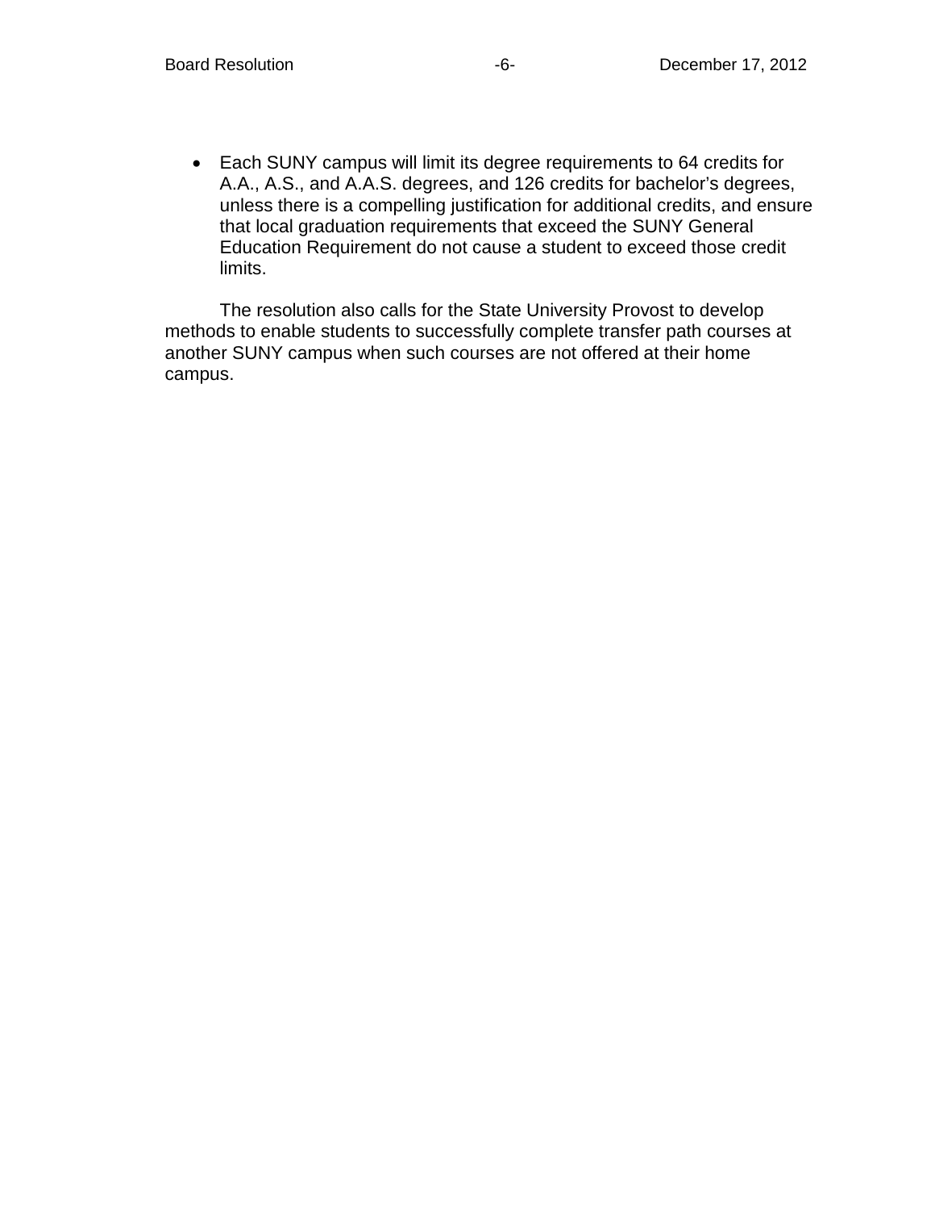- Each SUNY campus will limit its degree requirements to 64 credits for A.A., A.S., and A.A.S. degrees, and 126 credits for bachelor's degrees, unless there is a compelling justification for additional credits, and ensure that local graduation requirements that exceed the SUNY General Education Requirement do not cause a student to exceed those credit limits.

The resolution also calls for the State University Provost to develop methods to enable students to successfully complete transfer path courses at another SUNY campus when such courses are not offered at their home campus.